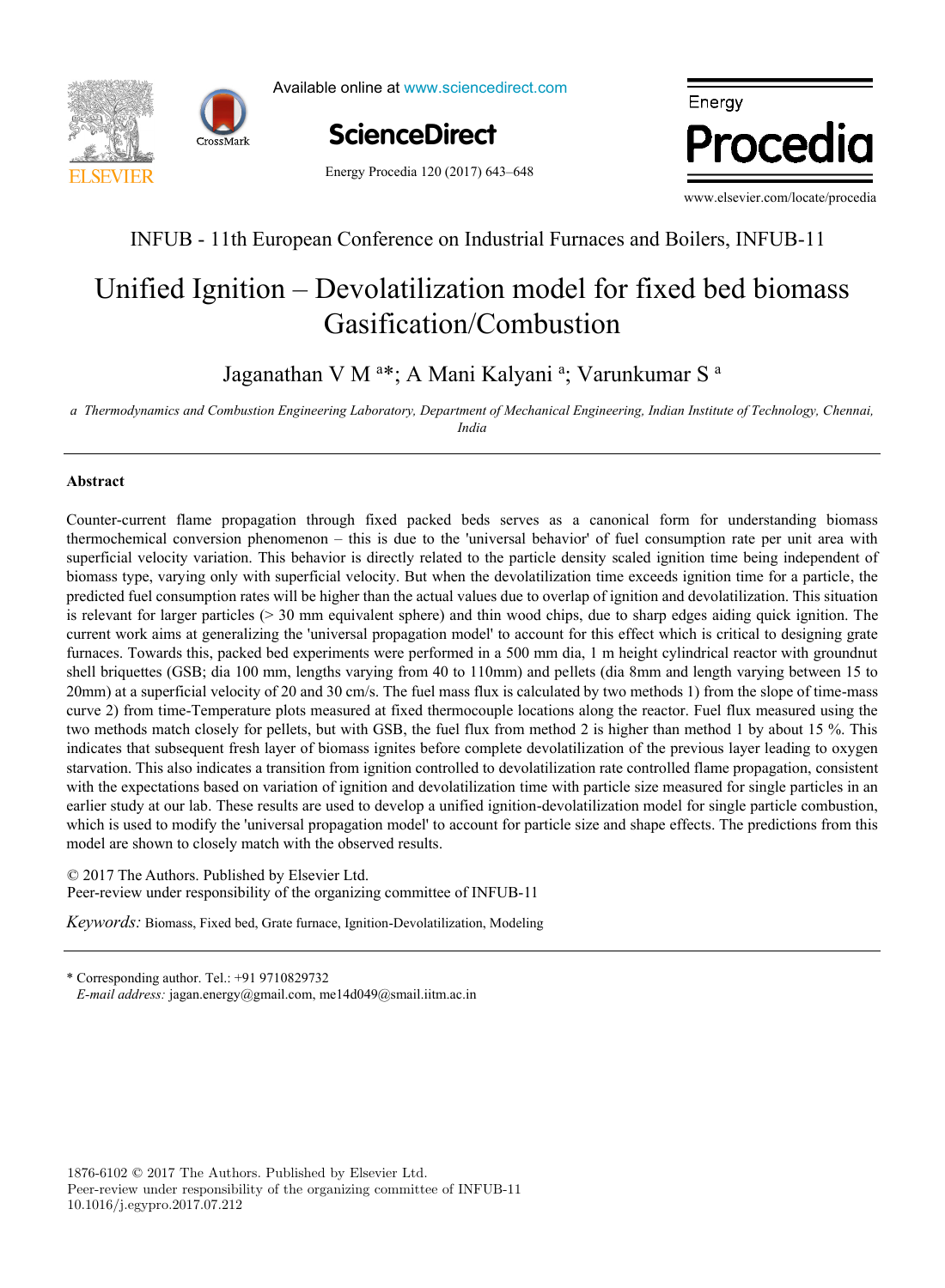INFUB - 11th European Conference on Industrial Furnaces and Boilers, INFUB-11

# Unified Ignition – Devolatilization model for fixed bed biomass Gasification/Combustion

Jaganathan V M [a]*; A Mani Kalyani [a]; Varunkumar S [a]

[a] *Thermodynamics and Combustion Engineering Laboratory, Department of Mechanical Engineering, Indian Institute of Technology, Chennai, India*

## Abstract

Counter-current flame propagation through fixed packed beds serves as a canonical form for understanding biomass thermochemical conversion phenomenon – this is due to the 'universal behavior' of fuel consumption rate per unit area with superficial velocity variation. This behavior is directly related to the particle density scaled ignition time being independent of biomass type, varying only with superficial velocity. But when the devolatilization time exceeds ignition time for a particle, the predicted fuel consumption rates will be higher than the actual values due to overlap of ignition and devolatilization. This situation is relevant for larger particles (> 30 mm equivalent sphere) and thin wood chips, due to sharp edges aiding quick ignition. The current work aims at generalizing the 'universal propagation model' to account for this effect which is critical to designing grate furnaces. Towards this, packed bed experiments were performed in a 500 mm dia, 1 m height cylindrical reactor with groundnut shell briquettes (GSB; dia 100 mm, lengths varying from 40 to 110mm) and pellets (dia 8mm and length varying between 15 to 20mm) at a superficial velocity of 20 and 30 cm/s. The fuel mass flux is calculated by two methods 1) from the slope of time-mass curve 2) from time-Temperature plots measured at fixed thermocouple locations along the reactor. Fuel flux measured using the two methods match closely for pellets, but with GSB, the fuel flux from method 2 is higher than method 1 by about 15 %. This indicates that subsequent fresh layer of biomass ignites before complete devolatilization of the previous layer leading to oxygen starvation. This also indicates a transition from ignition controlled to devolatilization rate controlled flame propagation, consistent with the expectations based on variation of ignition and devolatilization time with particle size measured for single particles in an earlier study at our lab. These results are used to develop a unified ignition-devolatilization model for single particle combustion, which is used to modify the 'universal propagation model' to account for particle size and shape effects. The predictions from this model are shown to closely match with the observed results.

© 2017 The Authors. Published by Elsevier Ltd.
Peer-review under responsibility of the organizing committee of INFUB-11

*Keywords:* Biomass, Fixed bed, Grate furnace, Ignition-Devolatilization, Modeling

\* Corresponding author. Tel.: +91 9710829732
*E-mail address:* jagan.energy@gmail.com, me14d049@smail.iitm.ac.in

1876-6102 © 2017 The Authors. Published by Elsevier Ltd.
Peer-review under responsibility of the organizing committee of INFUB-11
10.1016/j.egypro.2017.07.212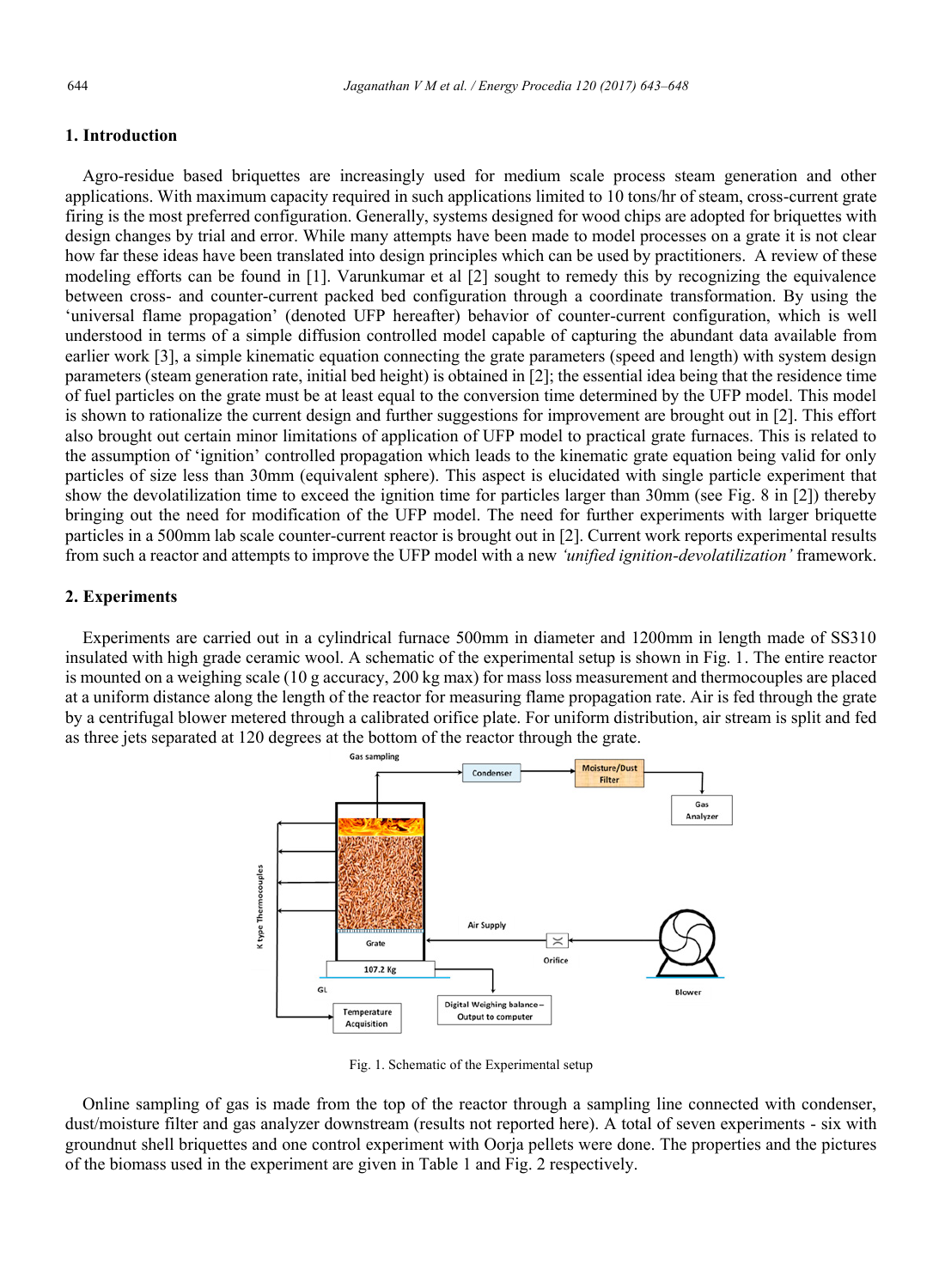## 1. Introduction

Agro-residue based briquettes are increasingly used for medium scale process steam generation and other applications. With maximum capacity required in such applications limited to 10 tons/hr of steam, cross-current grate firing is the most preferred configuration. Generally, systems designed for wood chips are adopted for briquettes with design changes by trial and error. While many attempts have been made to model processes on a grate it is not clear how far these ideas have been translated into design principles which can be used by practitioners. A review of these modeling efforts can be found in [1]. Varunkumar et al [2] sought to remedy this by recognizing the equivalence between cross- and counter-current packed bed configuration through a coordinate transformation. By using the 'universal flame propagation' (denoted UFP hereafter) behavior of counter-current configuration, which is well understood in terms of a simple diffusion controlled model capable of capturing the abundant data available from earlier work [3], a simple kinematic equation connecting the grate parameters (speed and length) with system design parameters (steam generation rate, initial bed height) is obtained in [2]; the essential idea being that the residence time of fuel particles on the grate must be at least equal to the conversion time determined by the UFP model. This model is shown to rationalize the current design and further suggestions for improvement are brought out in [2]. This effort also brought out certain minor limitations of application of UFP model to practical grate furnaces. This is related to the assumption of 'ignition' controlled propagation which leads to the kinematic grate equation being valid for only particles of size less than 30mm (equivalent sphere). This aspect is elucidated with single particle experiment that show the devolatilization time to exceed the ignition time for particles larger than 30mm (see Fig. 8 in [2]) thereby bringing out the need for modification of the UFP model. The need for further experiments with larger briquette particles in a 500mm lab scale counter-current reactor is brought out in [2]. Current work reports experimental results from such a reactor and attempts to improve the UFP model with a new *'unified ignition-devolatilization'* framework.

## 2. Experiments

Experiments are carried out in a cylindrical furnace 500mm in diameter and 1200mm in length made of SS310 insulated with high grade ceramic wool. A schematic of the experimental setup is shown in Fig. 1. The entire reactor is mounted on a weighing scale (10 g accuracy, 200 kg max) for mass loss measurement and thermocouples are placed at a uniform distance along the length of the reactor for measuring flame propagation rate. Air is fed through the grate by a centrifugal blower metered through a calibrated orifice plate. For uniform distribution, air stream is split and fed as three jets separated at 120 degrees at the bottom of the reactor through the grate.

Fig. 1. Schematic of the Experimental setup

Online sampling of gas is made from the top of the reactor through a sampling line connected with condenser, dust/moisture filter and gas analyzer downstream (results not reported here). A total of seven experiments - six with groundnut shell briquettes and one control experiment with Oorja pellets were done. The properties and the pictures of the biomass used in the experiment are given in Table 1 and Fig. 2 respectively.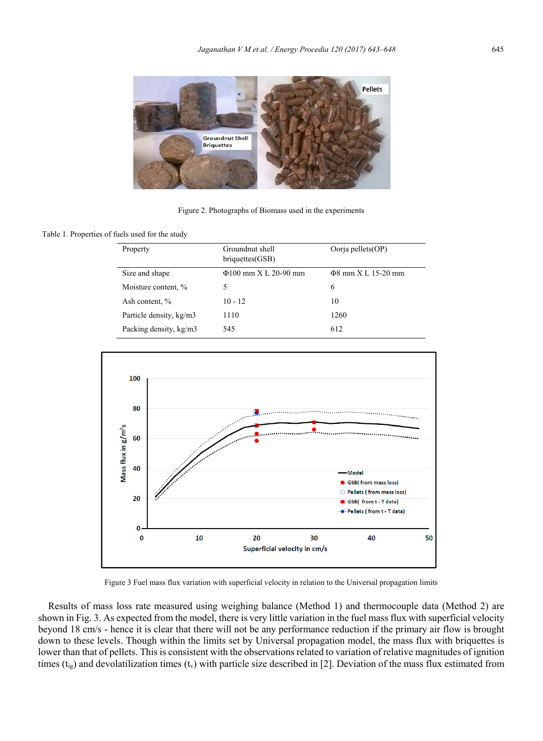Figure 2. Photographs of Biomass used in the experiments

Table 1. Properties of fuels used for the study

| Property | Groundnut shell briquettes(GSB) | Oorja pellets(OP) |
|---|---|---|
| Size and shape | Φ100 mm X L 20-90 mm | Φ8 mm X L 15-20 mm |
| Moisture content, % | 5 | 6 |
| Ash content, % | 10 - 12 | 10 |
| Particle density, kg/m3 | 1110 | 1260 |
| Packing density, kg/m3 | 545 | 612 |

Figure 3 Fuel mass flux variation with superficial velocity in relation to the Universal propagation limits

Results of mass loss rate measured using weighing balance (Method 1) and thermocouple data (Method 2) are shown in Fig. 3. As expected from the model, there is very little variation in the fuel mass flux with superficial velocity beyond 18 cm/s - hence it is clear that there will not be any performance reduction if the primary air flow is brought down to these levels. Though within the limits set by Universal propagation model, the mass flux with briquettes is lower than that of pellets. This is consistent with the observations related to variation of relative magnitudes of ignition times ($t_{ig}$) and devolatilization times ($t_v$) with particle size described in [2]. Deviation of the mass flux estimated from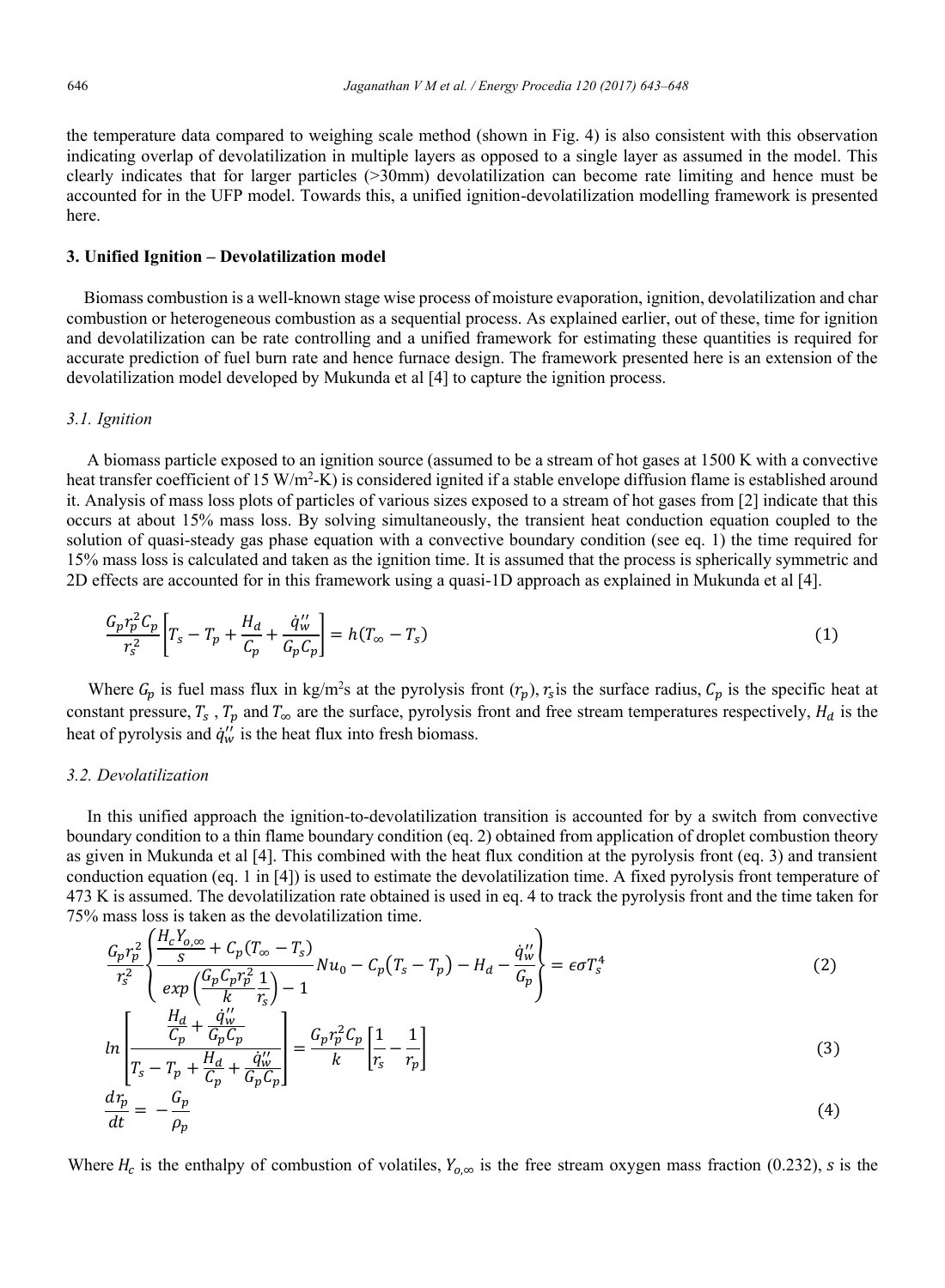the temperature data compared to weighing scale method (shown in Fig. 4) is also consistent with this observation indicating overlap of devolatilization in multiple layers as opposed to a single layer as assumed in the model. This clearly indicates that for larger particles (>30mm) devolatilization can become rate limiting and hence must be accounted for in the UFP model. Towards this, a unified ignition-devolatilization modelling framework is presented here.

## 3. Unified Ignition – Devolatilization model

Biomass combustion is a well-known stage wise process of moisture evaporation, ignition, devolatilization and char combustion or heterogeneous combustion as a sequential process. As explained earlier, out of these, time for ignition and devolatilization can be rate controlling and a unified framework for estimating these quantities is required for accurate prediction of fuel burn rate and hence furnace design. The framework presented here is an extension of the devolatilization model developed by Mukunda et al [4] to capture the ignition process.

### *3.1. Ignition*

A biomass particle exposed to an ignition source (assumed to be a stream of hot gases at 1500 K with a convective heat transfer coefficient of 15 W/m$^2$-K) is considered ignited if a stable envelope diffusion flame is established around it. Analysis of mass loss plots of particles of various sizes exposed to a stream of hot gases from [2] indicate that this occurs at about 15% mass loss. By solving simultaneously, the transient heat conduction equation coupled to the solution of quasi-steady gas phase equation with a convective boundary condition (see eq. 1) the time required for 15% mass loss is calculated and taken as the ignition time. It is assumed that the process is spherically symmetric and 2D effects are accounted for in this framework using a quasi-1D approach as explained in Mukunda et al [4].

$$\frac{G_p r_p^2 C_p}{r_s^2}\left[T_s - T_p + \frac{H_d}{C_p} + \frac{\dot{q}_w''}{G_p C_p}\right] = h(T_\infty - T_s) \tag{1}$$

Where $G_p$ is fuel mass flux in kg/m$^2$s at the pyrolysis front ($r_p$), $r_s$ is the surface radius, $C_p$ is the specific heat at constant pressure, $T_s$ , $T_p$ and $T_\infty$ are the surface, pyrolysis front and free stream temperatures respectively, $H_d$ is the heat of pyrolysis and $\dot{q}_w''$ is the heat flux into fresh biomass.

### *3.2. Devolatilization*

In this unified approach the ignition-to-devolatilization transition is accounted for by a switch from convective boundary condition to a thin flame boundary condition (eq. 2) obtained from application of droplet combustion theory as given in Mukunda et al [4]. This combined with the heat flux condition at the pyrolysis front (eq. 3) and transient conduction equation (eq. 1 in [4]) is used to estimate the devolatilization time. A fixed pyrolysis front temperature of 473 K is assumed. The devolatilization rate obtained is used in eq. 4 to track the pyrolysis front and the time taken for 75% mass loss is taken as the devolatilization time.

$$\frac{G_p r_p^2}{r_s^2}\left\{\frac{\dfrac{H_c Y_{o,\infty}}{s} + C_p(T_\infty - T_s)}{exp\left(\dfrac{G_p C_p r_p^2}{k}\dfrac{1}{r_s}\right) - 1} Nu_0 - C_p\left(T_s - T_p\right) - H_d - \frac{\dot{q}_w''}{G_p}\right\} = \epsilon\sigma T_s^4 \tag{2}$$

$$ln\left[\frac{\dfrac{H_d}{C_p} + \dfrac{\dot{q}_w''}{G_p C_p}}{T_s - T_p + \dfrac{H_d}{C_p} + \dfrac{\dot{q}_w''}{G_p C_p}}\right] = \frac{G_p r_p^2 C_p}{k}\left[\frac{1}{r_s} - \frac{1}{r_p}\right] \tag{3}$$

$$\frac{dr_p}{dt} = -\frac{G_p}{\rho_p} \tag{4}$$

Where $H_c$ is the enthalpy of combustion of volatiles, $Y_{o,\infty}$ is the free stream oxygen mass fraction (0.232), *s* is the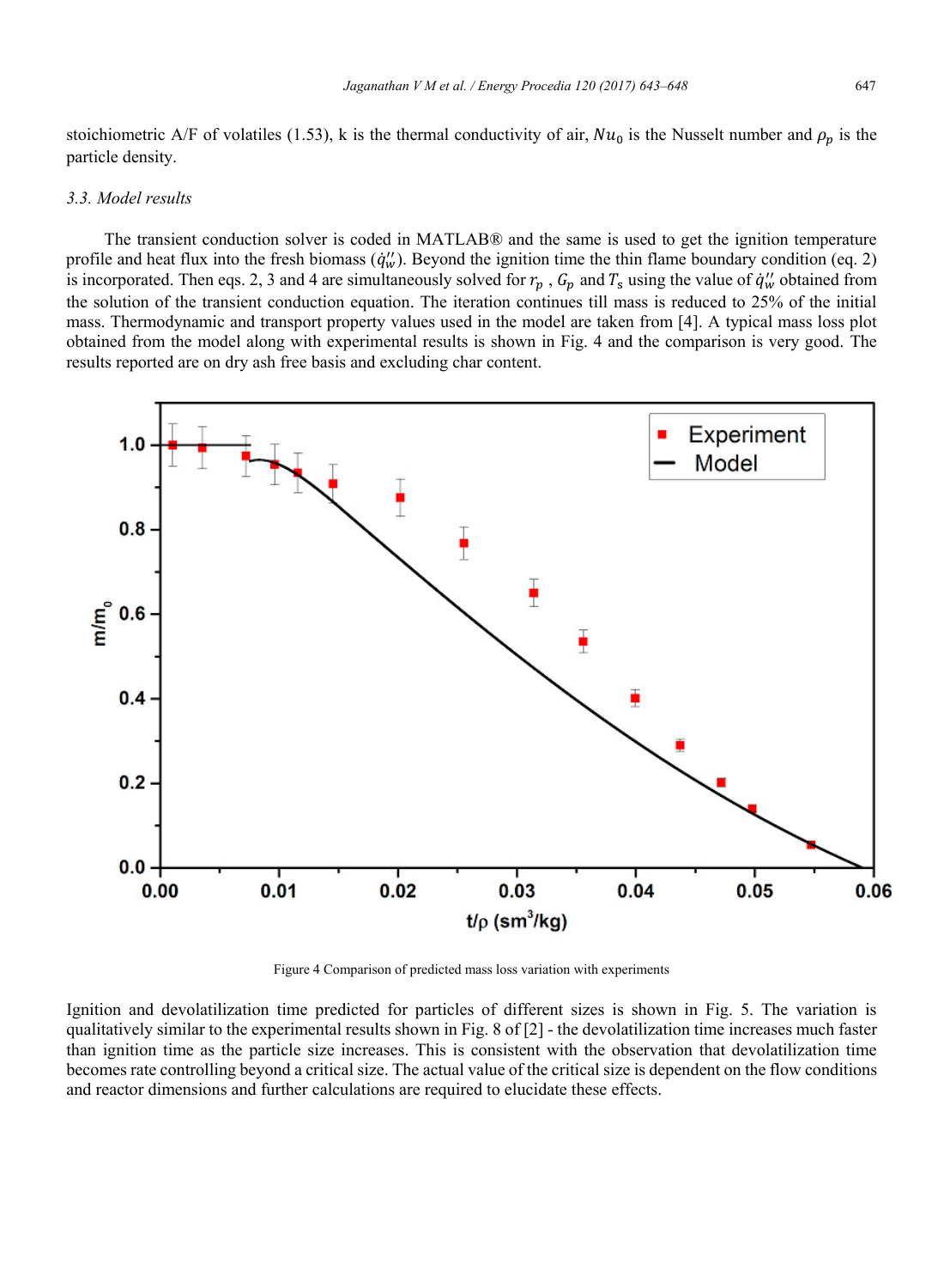stoichiometric A/F of volatiles (1.53), k is the thermal conductivity of air, $Nu_0$ is the Nusselt number and $\rho_p$ is the particle density.

### 3.3. Model results

The transient conduction solver is coded in MATLAB® and the same is used to get the ignition temperature profile and heat flux into the fresh biomass ($\dot{q}_w''$). Beyond the ignition time the thin flame boundary condition (eq. 2) is incorporated. Then eqs. 2, 3 and 4 are simultaneously solved for $r_p$ , $G_p$ and $T_s$ using the value of $\dot{q}_w''$ obtained from the solution of the transient conduction equation. The iteration continues till mass is reduced to 25% of the initial mass. Thermodynamic and transport property values used in the model are taken from [4]. A typical mass loss plot obtained from the model along with experimental results is shown in Fig. 4 and the comparison is very good. The results reported are on dry ash free basis and excluding char content.

Figure 4 Comparison of predicted mass loss variation with experiments

Ignition and devolatilization time predicted for particles of different sizes is shown in Fig. 5. The variation is qualitatively similar to the experimental results shown in Fig. 8 of [2] - the devolatilization time increases much faster than ignition time as the particle size increases. This is consistent with the observation that devolatilization time becomes rate controlling beyond a critical size. The actual value of the critical size is dependent on the flow conditions and reactor dimensions and further calculations are required to elucidate these effects.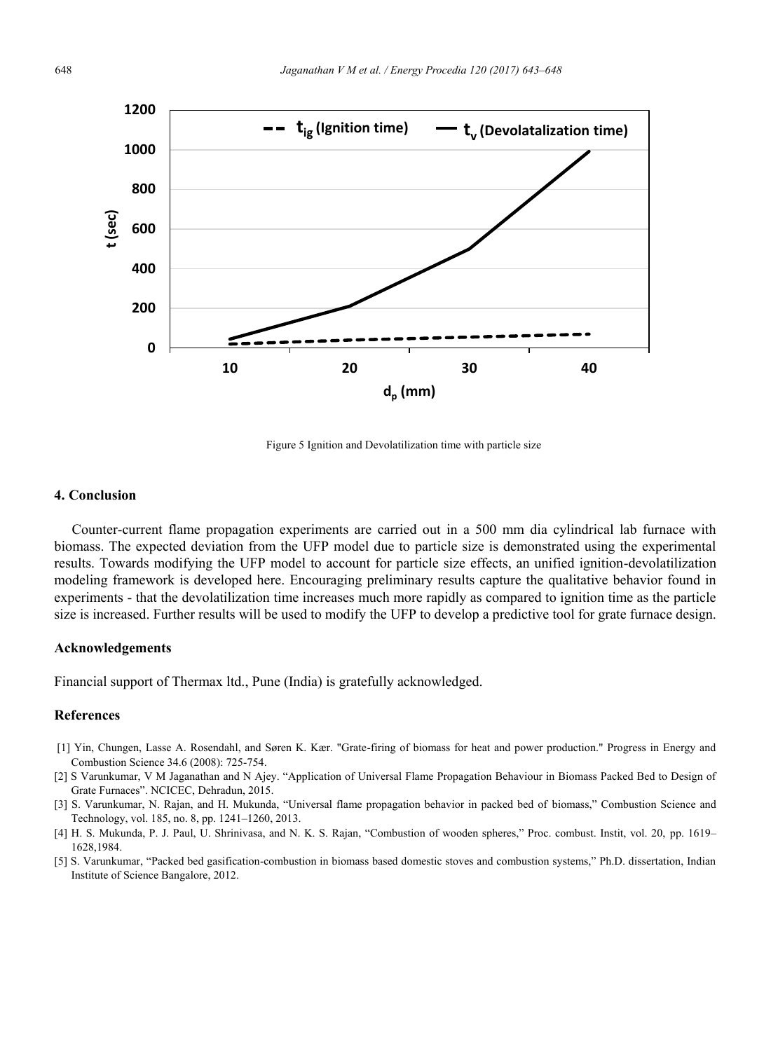1200
1000
800
600
400
200
0

t (sec)

$t_{ig}$ (Ignition time)

$t_v$ (Devolatalization time)

10
20
30
40

$d_p$ (mm)

Figure 5 Ignition and Devolatilization time with particle size

## 4. Conclusion

Counter-current flame propagation experiments are carried out in a 500 mm dia cylindrical lab furnace with biomass. The expected deviation from the UFP model due to particle size is demonstrated using the experimental results. Towards modifying the UFP model to account for particle size effects, an unified ignition-devolatilization modeling framework is developed here. Encouraging preliminary results capture the qualitative behavior found in experiments - that the devolatilization time increases much more rapidly as compared to ignition time as the particle size is increased. Further results will be used to modify the UFP to develop a predictive tool for grate furnace design.

## Acknowledgements

Financial support of Thermax ltd., Pune (India) is gratefully acknowledged.

## References

[1] Yin, Chungen, Lasse A. Rosendahl, and Søren K. Kær. "Grate-firing of biomass for heat and power production." Progress in Energy and Combustion Science 34.6 (2008): 725-754.

[2] S Varunkumar, V M Jaganathan and N Ajey. "Application of Universal Flame Propagation Behaviour in Biomass Packed Bed to Design of Grate Furnaces". NCICEC, Dehradun, 2015.

[3] S. Varunkumar, N. Rajan, and H. Mukunda, "Universal flame propagation behavior in packed bed of biomass," Combustion Science and Technology, vol. 185, no. 8, pp. 1241–1260, 2013.

[4] H. S. Mukunda, P. J. Paul, U. Shrinivasa, and N. K. S. Rajan, "Combustion of wooden spheres," Proc. combust. Instit, vol. 20, pp. 1619–1628,1984.

[5] S. Varunkumar, "Packed bed gasification-combustion in biomass based domestic stoves and combustion systems," Ph.D. dissertation, Indian Institute of Science Bangalore, 2012.